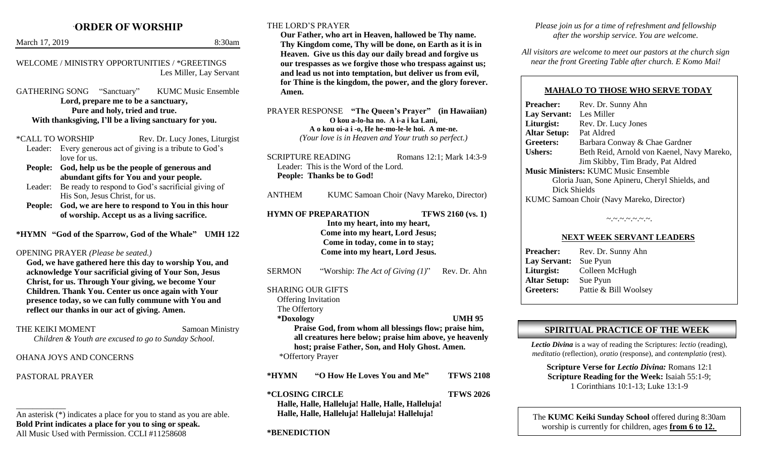# ORDER OF WORSHIP

March 17, 2019 8:30am

WELCOME / MINISTRY OPPORTUNITIES / *GREETINGS
Les Miller, Lay Servant

GATHERING SONG "Sanctuary" KUMC Music Ensemble

**Lord, prepare me to be a sanctuary,**
**Pure and holy, tried and true.**
**With thanksgiving, I'll be a living sanctuary for you.**

*CALL TO WORSHIP Rev. Dr. Lucy Jones, Liturgist

Leader: Every generous act of giving is a tribute to God's love for us.
**People: God, help us be the people of generous and abundant gifts for You and your people.**
Leader: Be ready to respond to God's sacrificial giving of His Son, Jesus Christ, for us.
**People: God, we are here to respond to You in this hour of worship. Accept us as a living sacrifice.**

**\*HYMN "God of the Sparrow, God of the Whale" UMH 122**

OPENING PRAYER *(Please be seated.)*

**God, we have gathered here this day to worship You, and acknowledge Your sacrificial giving of Your Son, Jesus Christ, for us. Through Your giving, we become Your Children. Thank You. Center us once again with Your presence today, so we can fully commune with You and reflect our thanks in our act of giving. Amen.**

THE KEIKI MOMENT Samoan Ministry
*Children & Youth are excused to go to Sunday School.*

OHANA JOYS AND CONCERNS

PASTORAL PRAYER

---

An asterisk (*) indicates a place for you to stand as you are able.
**Bold Print indicates a place for you to sing or speak.**
All Music Used with Permission. CCLI #11258608

THE LORD'S PRAYER

**Our Father, who art in Heaven, hallowed be Thy name. Thy Kingdom come, Thy will be done, on Earth as it is in Heaven. Give us this day our daily bread and forgive us our trespasses as we forgive those who trespass against us; and lead us not into temptation, but deliver us from evil, for Thine is the kingdom, the power, and the glory forever. Amen.**

PRAYER RESPONSE **"The Queen's Prayer" (in Hawaiian)**

**O kou a-lo-ha no. A i-a i ka Lani,**
**A o kou oi-a i -o, He he-mo-le-le hoi. A me-ne.**
*(Your love is in Heaven and Your truth so perfect.)*

SCRIPTURE READING Romans 12:1; Mark 14:3-9

Leader: This is the Word of the Lord.
**People: Thanks be to God!**

ANTHEM KUMC Samoan Choir (Navy Mareko, Director)

**HYMN OF PREPARATION TFWS 2160 (vs. 1)**

**Into my heart, into my heart,**
**Come into my heart, Lord Jesus;**
**Come in today, come in to stay;**
**Come into my heart, Lord Jesus.**

SERMON "Worship: *The Act of Giving (1)*" Rev. Dr. Ahn

SHARING OUR GIFTS

Offering Invitation
The Offertory
**\*Doxology UMH 95**

**Praise God, from whom all blessings flow; praise him, all creatures here below; praise him above, ye heavenly host; praise Father, Son, and Holy Ghost. Amen.**

*Offertory Prayer

**\*HYMN "O How He Loves You and Me" TFWS 2108**

**\*CLOSING CIRCLE TFWS 2026**

**Halle, Halle, Halleluja! Halle, Halle, Halleluja!**
**Halle, Halle, Halleluja! Halleluja! Halleluja!**

**\*BENEDICTION**

*Please join us for a time of refreshment and fellowship after the worship service. You are welcome.*

*All visitors are welcome to meet our pastors at the church sign near the front Greeting Table after church. E Komo Mai!*

## MAHALO TO THOSE WHO SERVE TODAY

**Preacher:** Rev. Dr. Sunny Ahn
**Lay Servant:** Les Miller
**Liturgist:** Rev. Dr. Lucy Jones
**Altar Setup:** Pat Aldred
**Greeters:** Barbara Conway & Chae Gardner
**Ushers:** Beth Reid, Arnold von Kaenel, Navy Mareko, Jim Skibby, Tim Brady, Pat Aldred
**Music Ministers:** KUMC Music Ensemble
Gloria Juan, Sone Apineru, Cheryl Shields, and Dick Shields
KUMC Samoan Choir (Navy Mareko, Director)

~.~.~.~.~.~.~.

## NEXT WEEK SERVANT LEADERS

**Preacher:** Rev. Dr. Sunny Ahn
**Lay Servant:** Sue Pyun
**Liturgist:** Colleen McHugh
**Altar Setup:** Sue Pyun
**Greeters:** Pattie & Bill Woolsey

## SPIRITUAL PRACTICE OF THE WEEK

***Lectio Divina*** is a way of reading the Scriptures: *lectio* (reading), *meditatio* (reflection), *oratio* (response), and *contemplatio* (rest).

**Scripture Verse for *Lectio Divina:*** Romans 12:1
**Scripture Reading for the Week:** Isaiah 55:1-9; 1 Corinthians 10:1-13; Luke 13:1-9

The **KUMC Keiki Sunday School** offered during 8:30am worship is currently for children, ages **from 6 to 12.**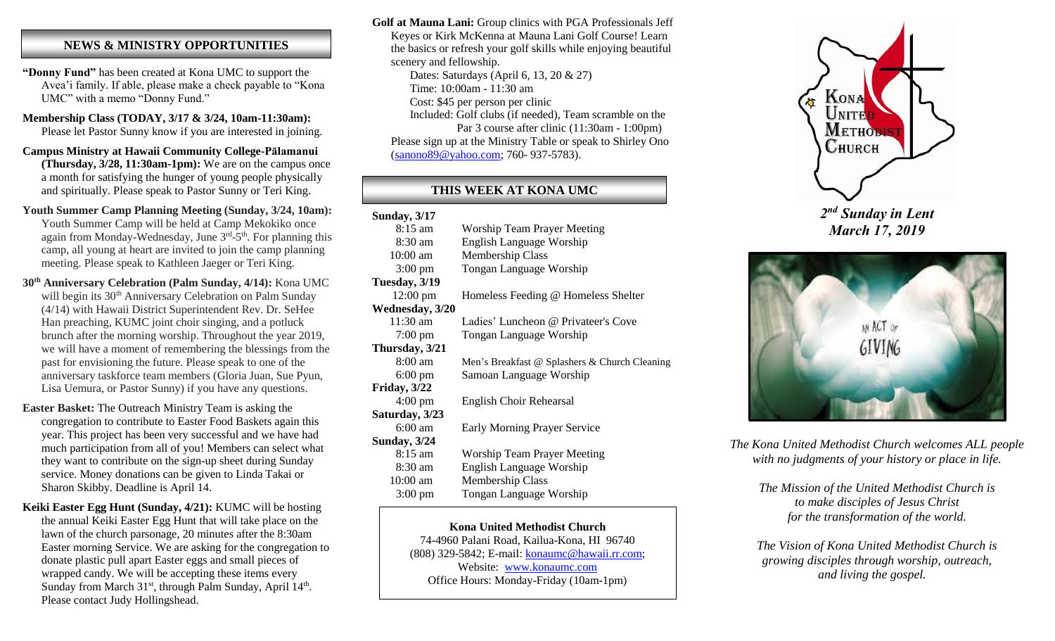## NEWS & MINISTRY OPPORTUNITIES

**"Donny Fund"** has been created at Kona UMC to support the Avea'i family. If able, please make a check payable to "Kona UMC" with a memo "Donny Fund."

**Membership Class (TODAY, 3/17 & 3/24, 10am-11:30am):** Please let Pastor Sunny know if you are interested in joining.

**Campus Ministry at Hawaii Community College-Pālamanui (Thursday, 3/28, 11:30am-1pm):** We are on the campus once a month for satisfying the hunger of young people physically and spiritually. Please speak to Pastor Sunny or Teri King.

**Youth Summer Camp Planning Meeting (Sunday, 3/24, 10am):** Youth Summer Camp will be held at Camp Mekokiko once again from Monday-Wednesday, June 3rd-5th. For planning this camp, all young at heart are invited to join the camp planning meeting. Please speak to Kathleen Jaeger or Teri King.

**30th Anniversary Celebration (Palm Sunday, 4/14):** Kona UMC will begin its 30th Anniversary Celebration on Palm Sunday (4/14) with Hawaii District Superintendent Rev. Dr. SeHee Han preaching, KUMC joint choir singing, and a potluck brunch after the morning worship. Throughout the year 2019, we will have a moment of remembering the blessings from the past for envisioning the future. Please speak to one of the anniversary taskforce team members (Gloria Juan, Sue Pyun, Lisa Uemura, or Pastor Sunny) if you have any questions.

**Easter Basket:** The Outreach Ministry Team is asking the congregation to contribute to Easter Food Baskets again this year. This project has been very successful and we have had much participation from all of you! Members can select what they want to contribute on the sign-up sheet during Sunday service. Money donations can be given to Linda Takai or Sharon Skibby. Deadline is April 14.

**Keiki Easter Egg Hunt (Sunday, 4/21):** KUMC will be hosting the annual Keiki Easter Egg Hunt that will take place on the lawn of the church parsonage, 20 minutes after the 8:30am Easter morning Service. We are asking for the congregation to donate plastic pull apart Easter eggs and small pieces of wrapped candy. We will be accepting these items every Sunday from March 31st, through Palm Sunday, April 14th. Please contact Judy Hollingshead.

**Golf at Mauna Lani:** Group clinics with PGA Professionals Jeff Keyes or Kirk McKenna at Mauna Lani Golf Course! Learn the basics or refresh your golf skills while enjoying beautiful scenery and fellowship.

Dates: Saturdays (April 6, 13, 20 & 27)
Time: 10:00am - 11:30 am
Cost: $45 per person per clinic
Included: Golf clubs (if needed), Team scramble on the Par 3 course after clinic (11:30am - 1:00pm)

Please sign up at the Ministry Table or speak to Shirley Ono (sanono89@yahoo.com; 760- 937-5783).

## THIS WEEK AT KONA UMC

**Sunday, 3/17**
8:15 am Worship Team Prayer Meeting
8:30 am English Language Worship
10:00 am Membership Class
3:00 pm Tongan Language Worship

**Tuesday, 3/19**
12:00 pm Homeless Feeding @ Homeless Shelter

**Wednesday, 3/20**
11:30 am Ladies' Luncheon @ Privateer's Cove
7:00 pm Tongan Language Worship

**Thursday, 3/21**
8:00 am Men's Breakfast @ Splashes & Church Cleaning
6:00 pm Samoan Language Worship

**Friday, 3/22**
4:00 pm English Choir Rehearsal

**Saturday, 3/23**
6:00 am Early Morning Prayer Service

**Sunday, 3/24**
8:15 am Worship Team Prayer Meeting
8:30 am English Language Worship
10:00 am Membership Class
3:00 pm Tongan Language Worship

**Kona United Methodist Church**
74-4960 Palani Road, Kailua-Kona, HI 96740
(808) 329-5842; E-mail: konaumc@hawaii.rr.com;
Website: www.konaumc.com
Office Hours: Monday-Friday (10am-1pm)

KONA UNITED METHODIST CHURCH

*2nd Sunday in Lent*
*March 17, 2019*

AN ACT OF GIVING

*The Kona United Methodist Church welcomes ALL people with no judgments of your history or place in life.*

*The Mission of the United Methodist Church is to make disciples of Jesus Christ for the transformation of the world.*

*The Vision of Kona United Methodist Church is growing disciples through worship, outreach, and living the gospel.*